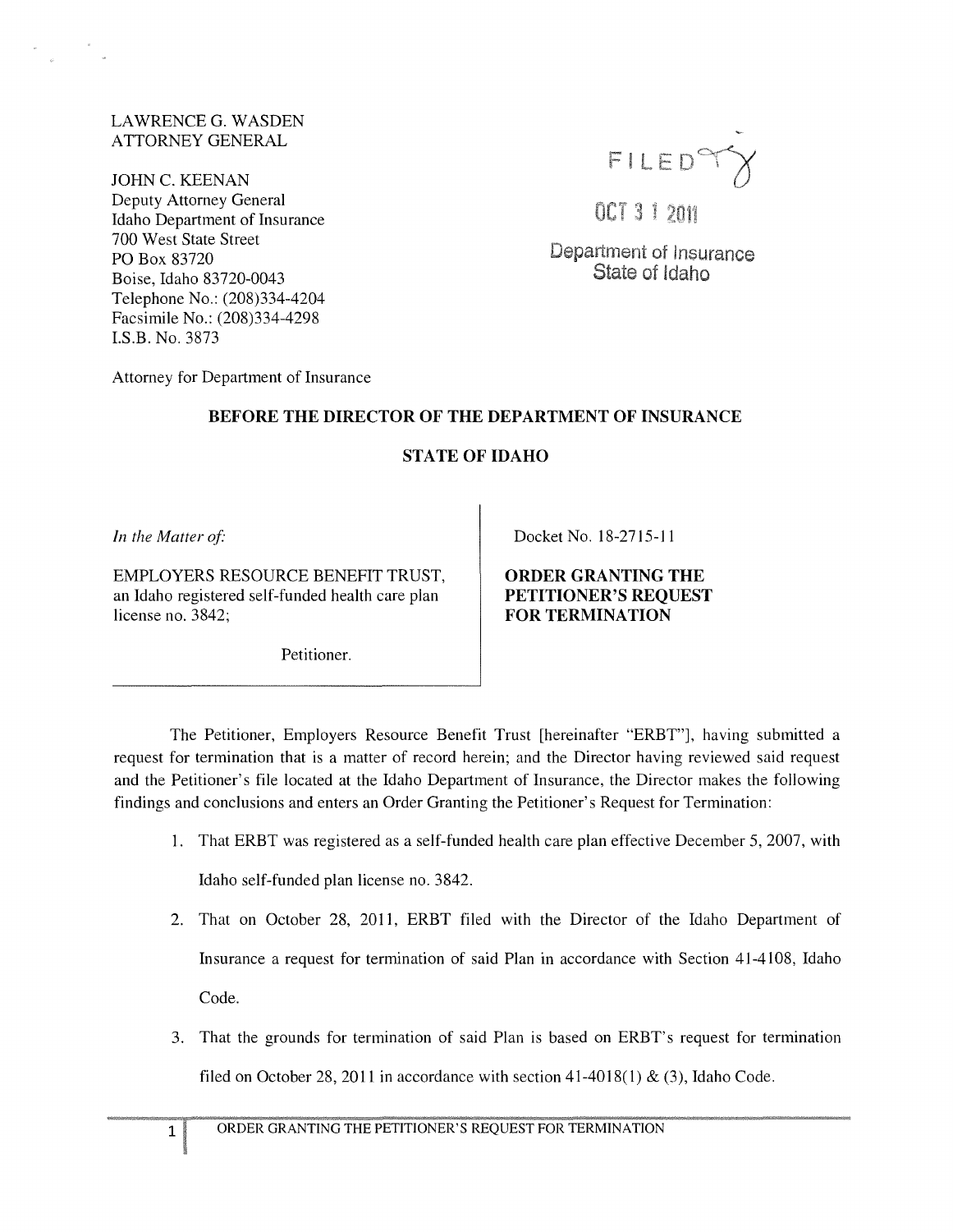LAWRENCE G. WASDEN
ATTORNEY GENERAL

JOHN C. KEENAN
Deputy Attorney General
Idaho Department of Insurance
700 West State Street
PO Box 83720
Boise, Idaho 83720-0043
Telephone No.: (208)334-4204
Facsimile No.: (208)334-4298
I.S.B. No. 3873

Attorney for Department of Insurance

FILED
OCT 31 2011
Department of Insurance
State of Idaho

**BEFORE THE DIRECTOR OF THE DEPARTMENT OF INSURANCE**

**STATE OF IDAHO**

*In the Matter of:*

EMPLOYERS RESOURCE BENEFIT TRUST, an Idaho registered self-funded health care plan license no. 3842;

Petitioner.

Docket No. 18-2715-11

**ORDER GRANTING THE PETITIONER'S REQUEST FOR TERMINATION**

The Petitioner, Employers Resource Benefit Trust [hereinafter "ERBT"], having submitted a request for termination that is a matter of record herein; and the Director having reviewed said request and the Petitioner's file located at the Idaho Department of Insurance, the Director makes the following findings and conclusions and enters an Order Granting the Petitioner's Request for Termination:

1. That ERBT was registered as a self-funded health care plan effective December 5, 2007, with Idaho self-funded plan license no. 3842.
2. That on October 28, 2011, ERBT filed with the Director of the Idaho Department of Insurance a request for termination of said Plan in accordance with Section 41-4108, Idaho Code.
3. That the grounds for termination of said Plan is based on ERBT's request for termination filed on October 28, 2011 in accordance with section 41-4018(1) & (3), Idaho Code.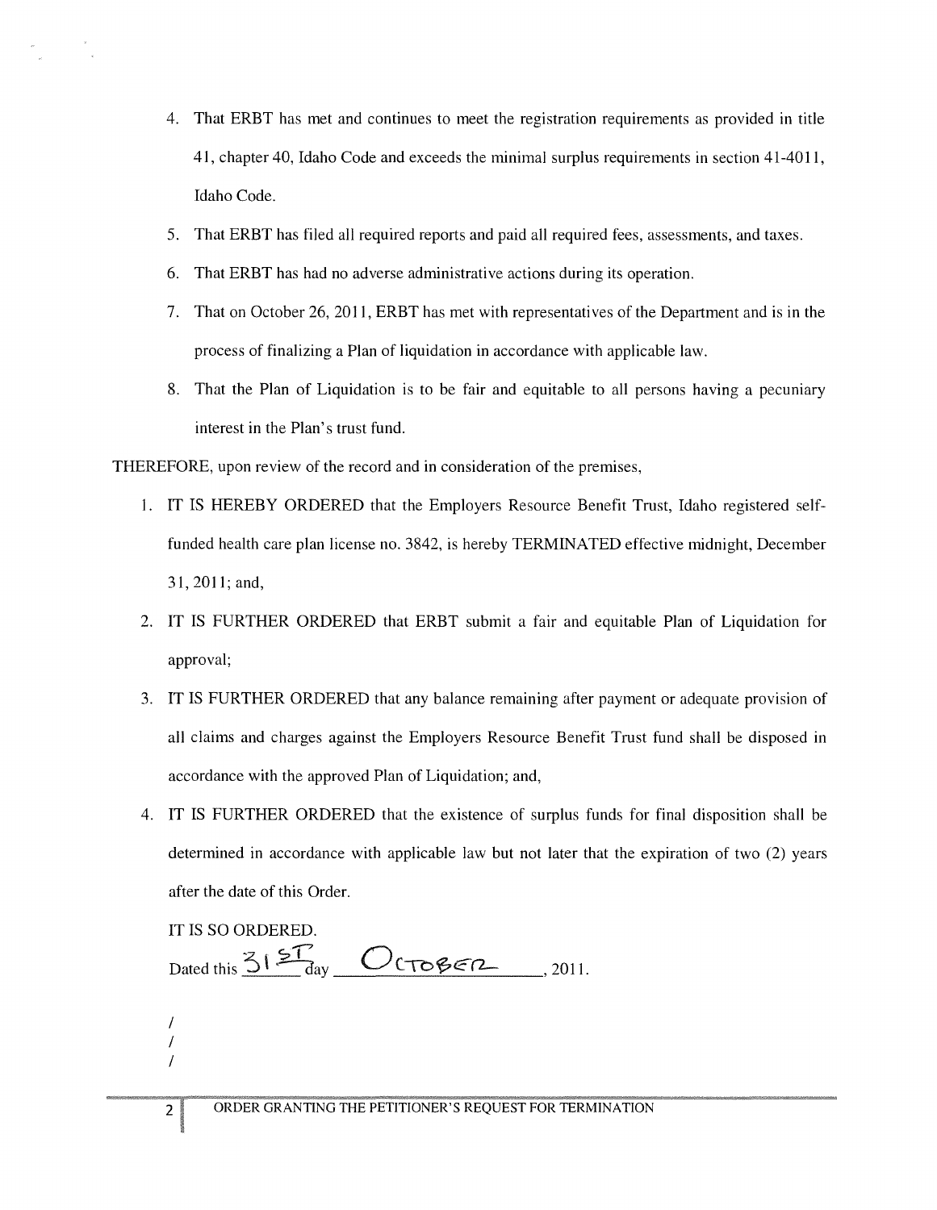4. That ERBT has met and continues to meet the registration requirements as provided in title 41, chapter 40, Idaho Code and exceeds the minimal surplus requirements in section 41-4011, Idaho Code.
5. That ERBT has filed all required reports and paid all required fees, assessments, and taxes.
6. That ERBT has had no adverse administrative actions during its operation.
7. That on October 26, 2011, ERBT has met with representatives of the Department and is in the process of finalizing a Plan of liquidation in accordance with applicable law.
8. That the Plan of Liquidation is to be fair and equitable to all persons having a pecuniary interest in the Plan's trust fund.

THEREFORE, upon review of the record and in consideration of the premises,

1. IT IS HEREBY ORDERED that the Employers Resource Benefit Trust, Idaho registered self-funded health care plan license no. 3842, is hereby TERMINATED effective midnight, December 31, 2011; and,
2. IT IS FURTHER ORDERED that ERBT submit a fair and equitable Plan of Liquidation for approval;
3. IT IS FURTHER ORDERED that any balance remaining after payment or adequate provision of all claims and charges against the Employers Resource Benefit Trust fund shall be disposed in accordance with the approved Plan of Liquidation; and,
4. IT IS FURTHER ORDERED that the existence of surplus funds for final disposition shall be determined in accordance with applicable law but not later that the expiration of two (2) years after the date of this Order.

IT IS SO ORDERED.

Dated this 31ST day OCTOBER, 2011.

/
/
/

ORDER GRANTING THE PETITIONER'S REQUEST FOR TERMINATION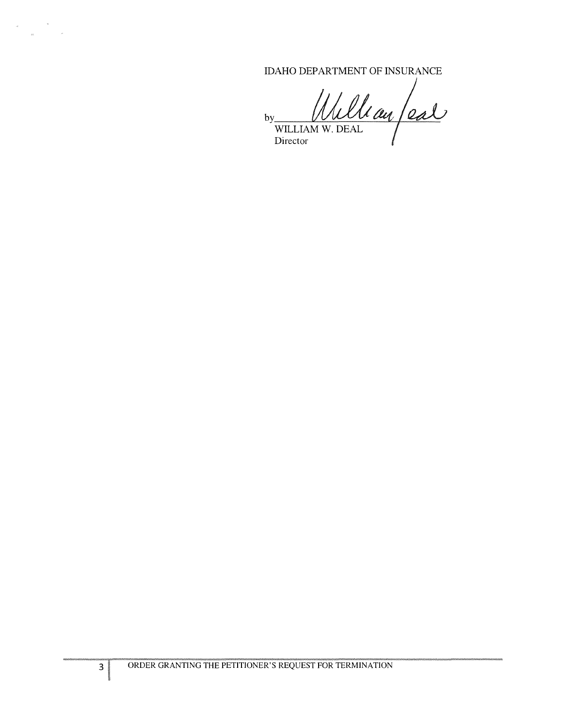IDAHO DEPARTMENT OF INSURANCE

by ______________________

WILLIAM W. DEAL
Director